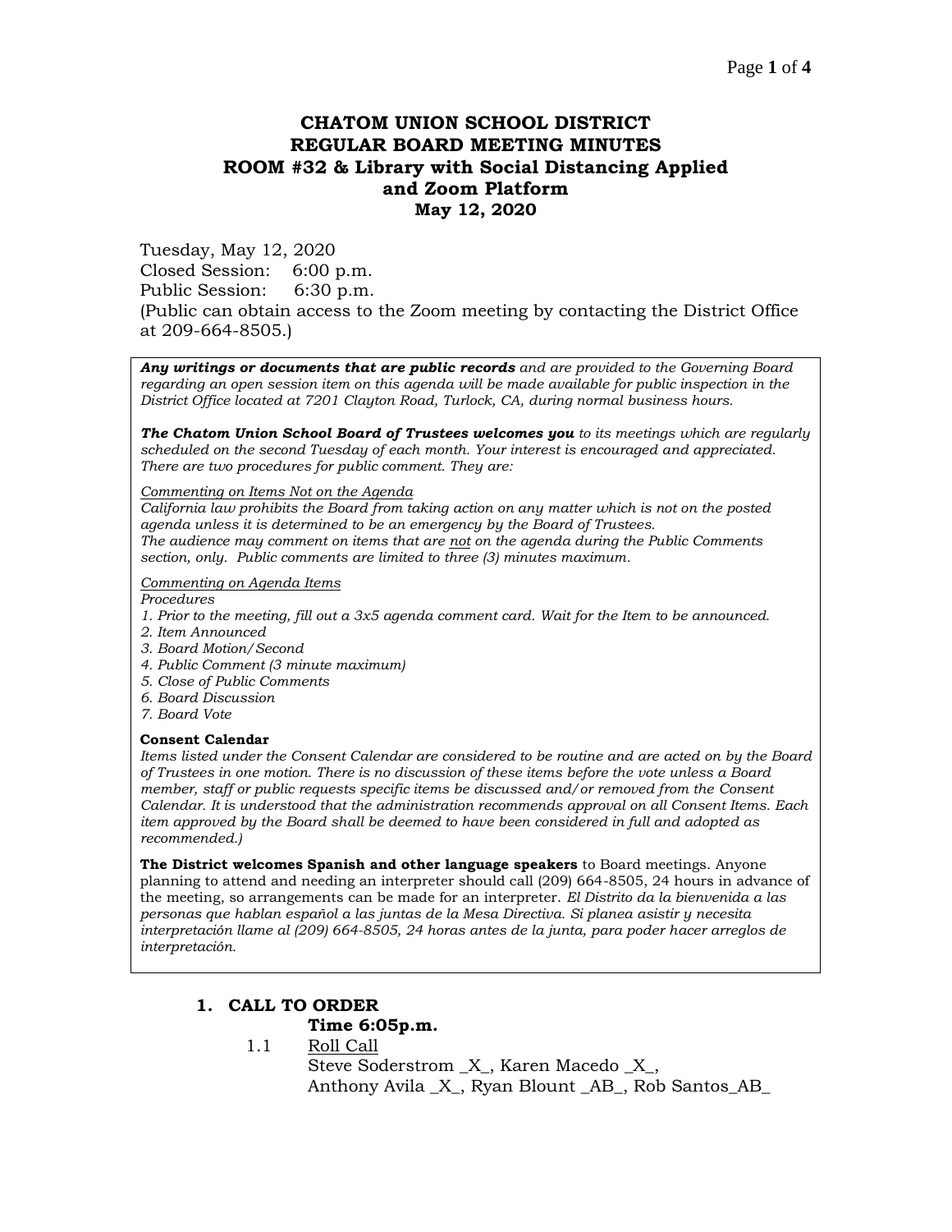# CHATOM UNION SCHOOL DISTRICT
# REGULAR BOARD MEETING MINUTES
# ROOM #32 & Library with Social Distancing Applied and Zoom Platform
# May 12, 2020

Tuesday, May 12, 2020
Closed Session: 6:00 p.m.
Public Session: 6:30 p.m.
(Public can obtain access to the Zoom meeting by contacting the District Office at 209-664-8505.)

***Any writings or documents that are public records*** *and are provided to the Governing Board regarding an open session item on this agenda will be made available for public inspection in the District Office located at 7201 Clayton Road, Turlock, CA, during normal business hours.*

***The Chatom Union School Board of Trustees welcomes you*** *to its meetings which are regularly scheduled on the second Tuesday of each month. Your interest is encouraged and appreciated. There are two procedures for public comment. They are:*

*Commenting on Items Not on the Agenda*
*California law prohibits the Board from taking action on any matter which is not on the posted agenda unless it is determined to be an emergency by the Board of Trustees.*
*The audience may comment on items that are not on the agenda during the Public Comments section, only. Public comments are limited to three (3) minutes maximum.*

*Commenting on Agenda Items*
*Procedures*
1. *Prior to the meeting, fill out a 3x5 agenda comment card. Wait for the Item to be announced.*
2. *Item Announced*
3. *Board Motion/Second*
4. *Public Comment (3 minute maximum)*
5. *Close of Public Comments*
6. *Board Discussion*
7. *Board Vote*

**Consent Calendar**
*Items listed under the Consent Calendar are considered to be routine and are acted on by the Board of Trustees in one motion. There is no discussion of these items before the vote unless a Board member, staff or public requests specific items be discussed and/or removed from the Consent Calendar. It is understood that the administration recommends approval on all Consent Items. Each item approved by the Board shall be deemed to have been considered in full and adopted as recommended.)*

**The District welcomes Spanish and other language speakers** to Board meetings. Anyone planning to attend and needing an interpreter should call (209) 664-8505, 24 hours in advance of the meeting, so arrangements can be made for an interpreter. *El Distrito da la bienvenida a las personas que hablan español a las juntas de la Mesa Directiva. Si planea asistir y necesita interpretación llame al (209) 664-8505, 24 horas antes de la junta, para poder hacer arreglos de interpretación.*

## 1. CALL TO ORDER

**Time 6:05p.m.**

1.1 Roll Call
Steve Soderstrom _X_, Karen Macedo _X_,
Anthony Avila _X_, Ryan Blount _AB_, Rob Santos_AB_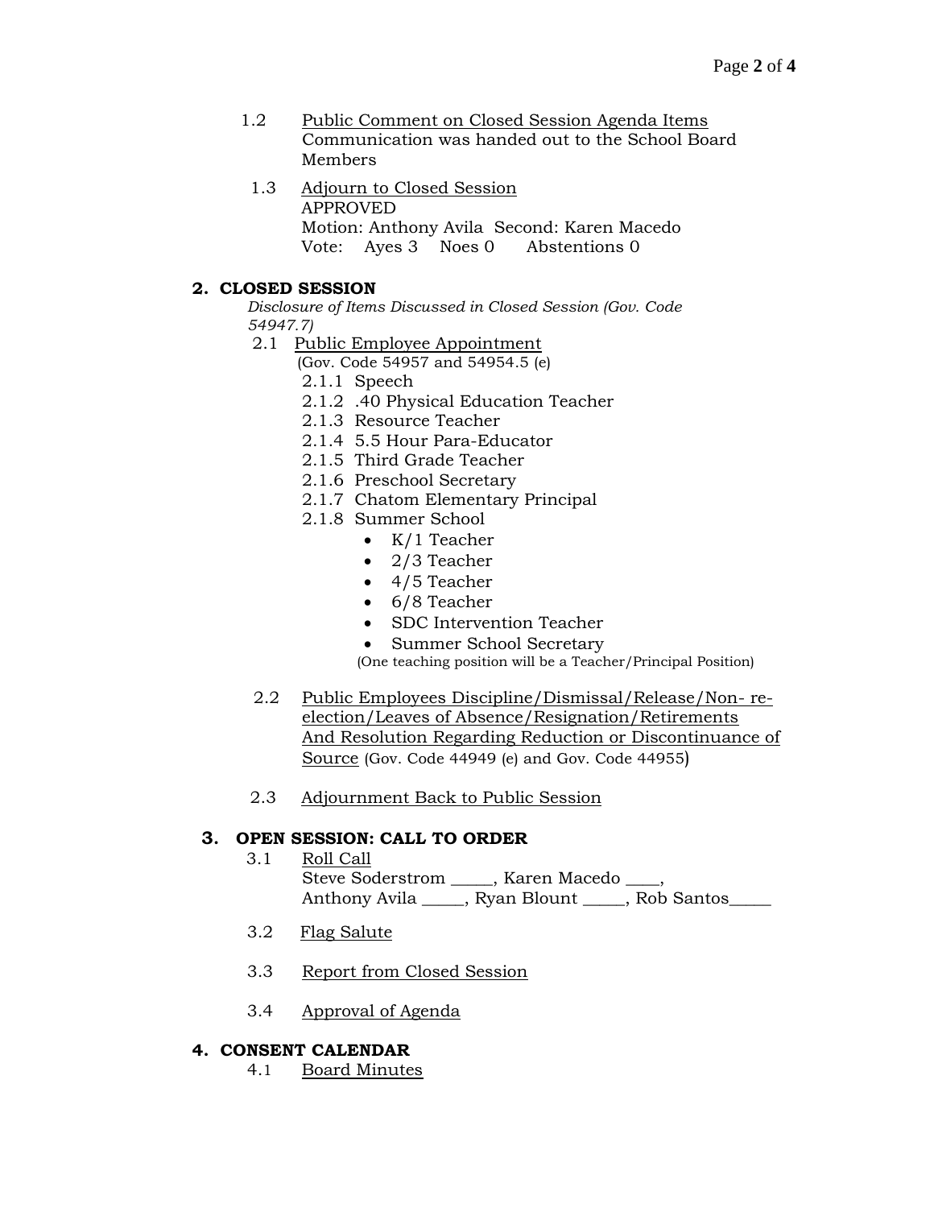1.2 Public Comment on Closed Session Agenda Items
Communication was handed out to the School Board Members

1.3 Adjourn to Closed Session
APPROVED
Motion: Anthony Avila  Second: Karen Macedo
Vote: Ayes 3  Noes 0  Abstentions 0

## 2. CLOSED SESSION

*Disclosure of Items Discussed in Closed Session (Gov. Code 54947.7)*

2.1 Public Employee Appointment
(Gov. Code 54957 and 54954.5 (e)

- 2.1.1 Speech
- 2.1.2 .40 Physical Education Teacher
- 2.1.3 Resource Teacher
- 2.1.4 5.5 Hour Para-Educator
- 2.1.5 Third Grade Teacher
- 2.1.6 Preschool Secretary
- 2.1.7 Chatom Elementary Principal
- 2.1.8 Summer School
  - K/1 Teacher
  - 2/3 Teacher
  - 4/5 Teacher
  - 6/8 Teacher
  - SDC Intervention Teacher
  - Summer School Secretary

  (One teaching position will be a Teacher/Principal Position)

2.2 Public Employees Discipline/Dismissal/Release/Non- re-election/Leaves of Absence/Resignation/Retirements And Resolution Regarding Reduction or Discontinuance of Source (Gov. Code 44949 (e) and Gov. Code 44955)

2.3 Adjournment Back to Public Session

## 3. OPEN SESSION: CALL TO ORDER

3.1 Roll Call
Steve Soderstrom _____, Karen Macedo ____,
Anthony Avila _____, Ryan Blount _____, Rob Santos_____

3.2 Flag Salute

3.3 Report from Closed Session

3.4 Approval of Agenda

## 4. CONSENT CALENDAR

4.1 Board Minutes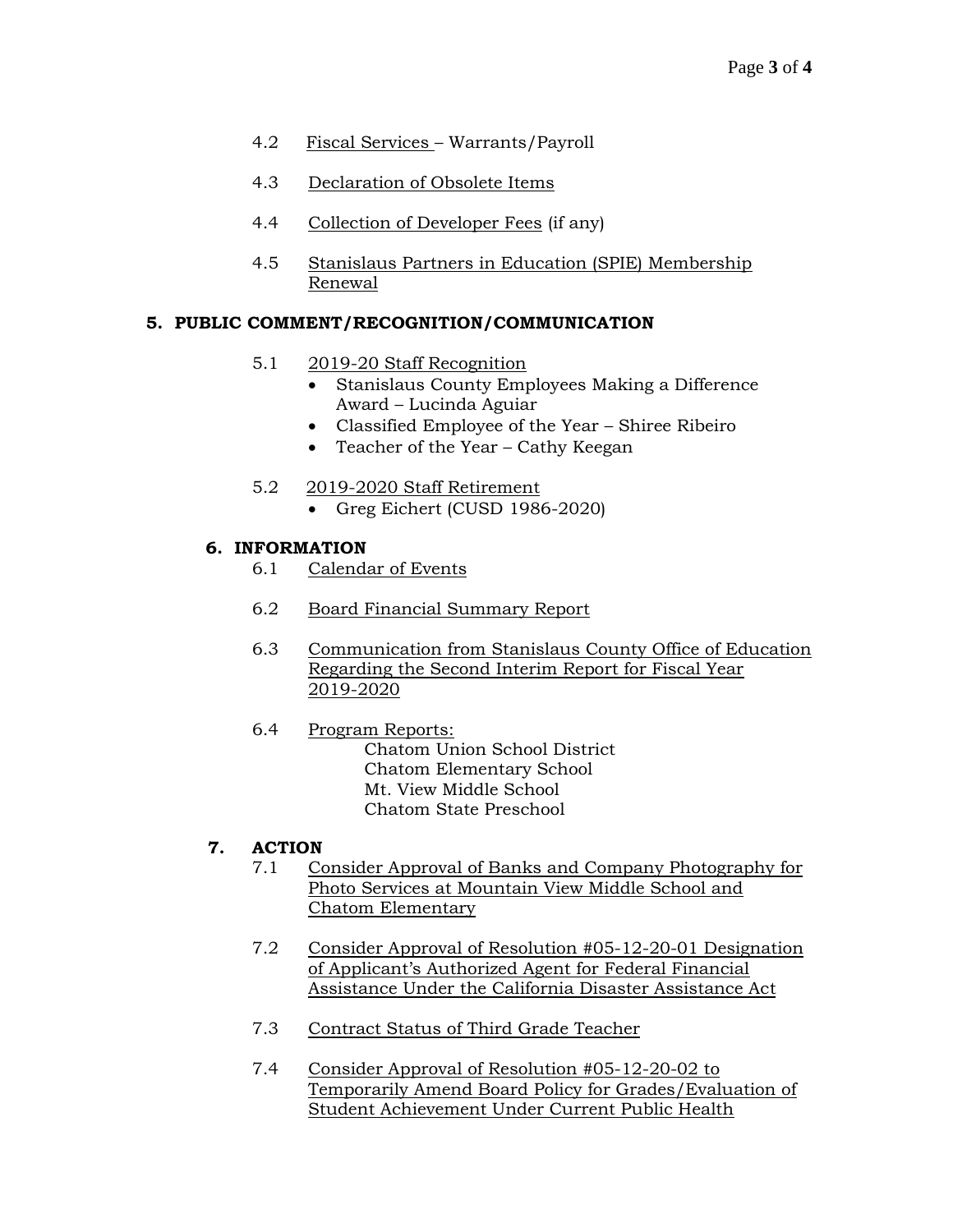4.2 Fiscal Services – Warrants/Payroll

4.3 Declaration of Obsolete Items

4.4 Collection of Developer Fees (if any)

4.5 Stanislaus Partners in Education (SPIE) Membership Renewal

## 5. PUBLIC COMMENT/RECOGNITION/COMMUNICATION

5.1 2019-20 Staff Recognition

- Stanislaus County Employees Making a Difference Award – Lucinda Aguiar
- Classified Employee of the Year – Shiree Ribeiro
- Teacher of the Year – Cathy Keegan

5.2 2019-2020 Staff Retirement

- Greg Eichert (CUSD 1986-2020)

## 6. INFORMATION

6.1 Calendar of Events

6.2 Board Financial Summary Report

6.3 Communication from Stanislaus County Office of Education Regarding the Second Interim Report for Fiscal Year 2019-2020

6.4 Program Reports:

Chatom Union School District
Chatom Elementary School
Mt. View Middle School
Chatom State Preschool

## 7. ACTION

7.1 Consider Approval of Banks and Company Photography for Photo Services at Mountain View Middle School and Chatom Elementary

7.2 Consider Approval of Resolution #05-12-20-01 Designation of Applicant's Authorized Agent for Federal Financial Assistance Under the California Disaster Assistance Act

7.3 Contract Status of Third Grade Teacher

7.4 Consider Approval of Resolution #05-12-20-02 to Temporarily Amend Board Policy for Grades/Evaluation of Student Achievement Under Current Public Health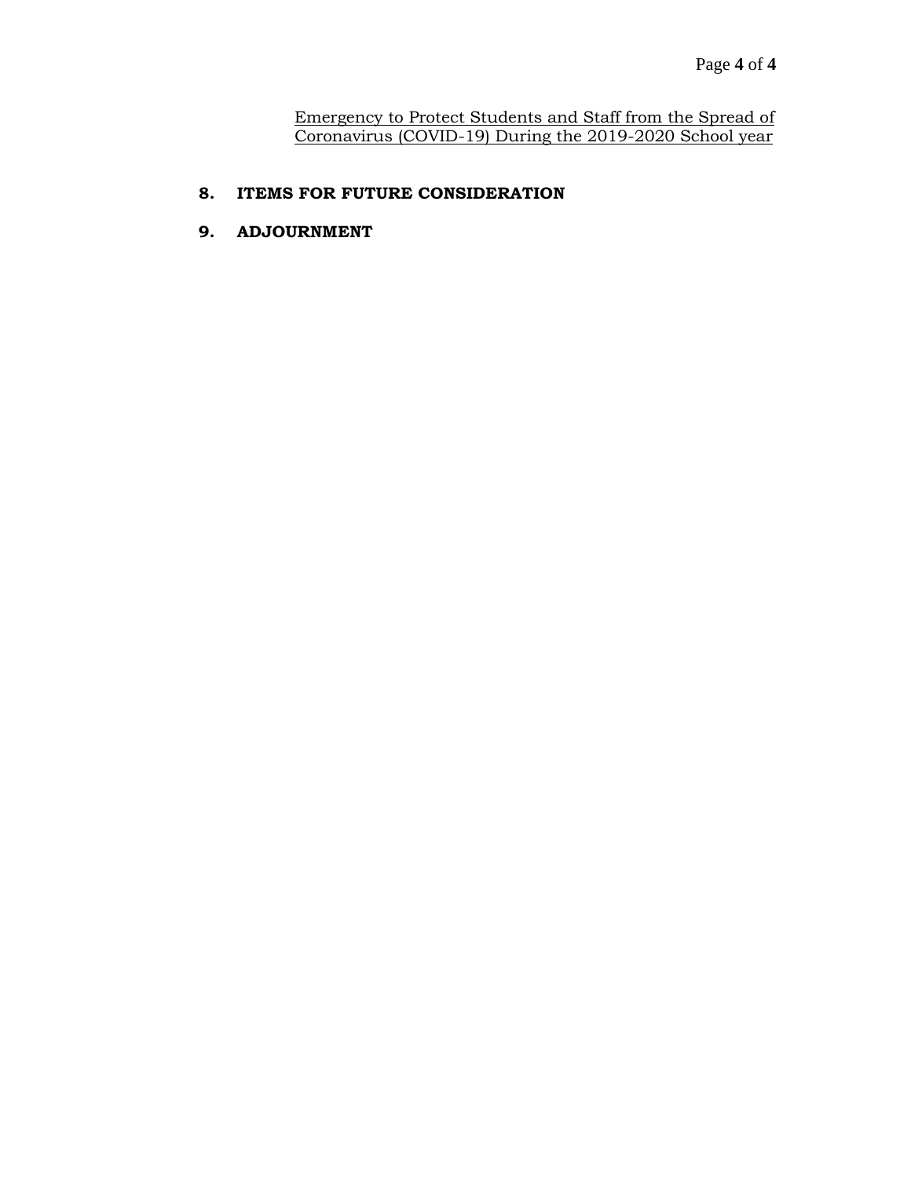<u>Emergency to Protect Students and Staff from the Spread of Coronavirus (COVID-19) During the 2019-2020 School year</u>

**8. ITEMS FOR FUTURE CONSIDERATION**

**9. ADJOURNMENT**